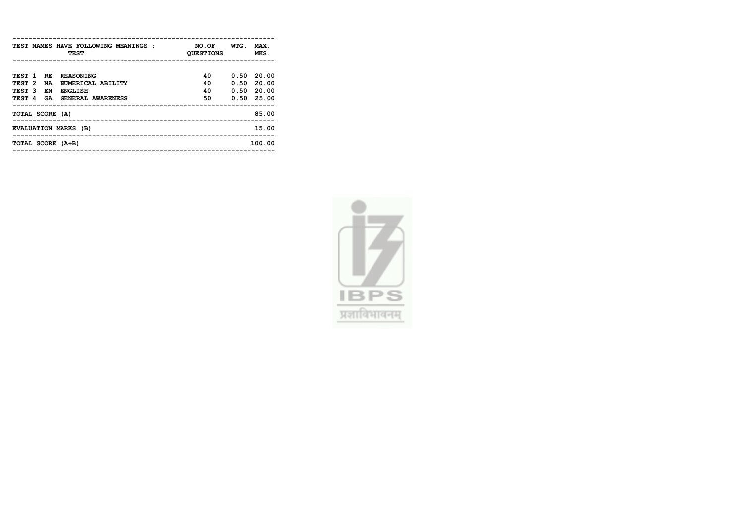| TEST NAMES HAVE FOLLOWING MEANINGS : TEST | | | NO.OF QUESTIONS | WTG. | MAX. MKS. |
|---|---|---|---|---|---|
| TEST 1 | RE | REASONING | 40 | 0.50 | 20.00 |
| TEST 2 | NA | NUMERICAL ABILITY | 40 | 0.50 | 20.00 |
| TEST 3 | EN | ENGLISH | 40 | 0.50 | 20.00 |
| TEST 4 | GA | GENERAL AWARENESS | 50 | 0.50 | 25.00 |
| TOTAL SCORE (A) | | | | | 85.00 |
| EVALUATION MARKS (B) | | | | | 15.00 |
| TOTAL SCORE (A+B) | | | | | 100.00 |

IBPS

प्रज्ञाविभावनम्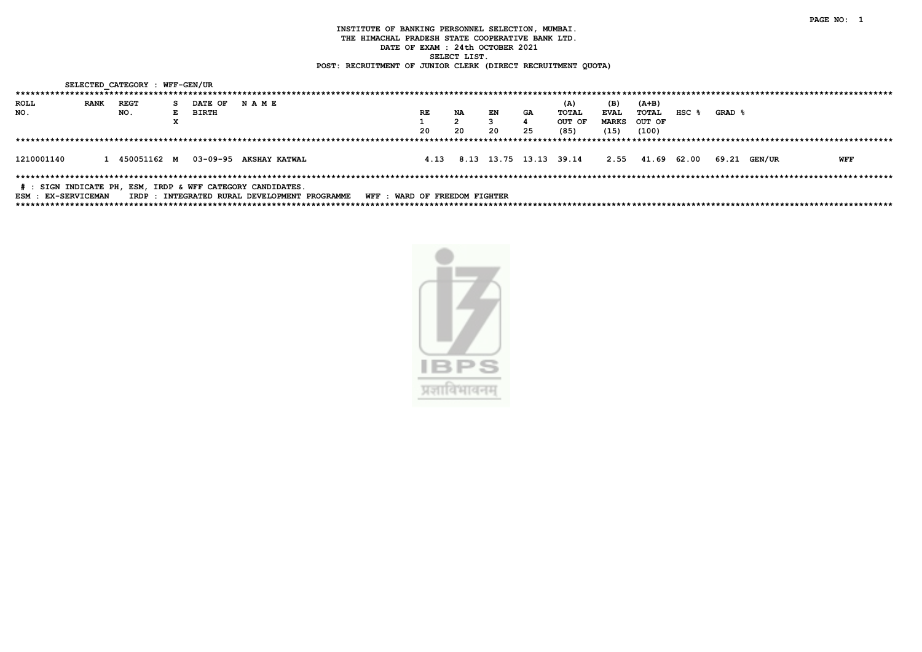INSTITUTE OF BANKING PERSONNEL SELECTION, MUMBAI.
THE HIMACHAL PRADESH STATE COOPERATIVE BANK LTD.
DATE OF EXAM : 24th OCTOBER 2021
SELECT LIST.
POST: RECRUITMENT OF JUNIOR CLERK (DIRECT RECRUITMENT QUOTA)

SELECTED_CATEGORY : WFF-GEN/UR

| ROLL NO. | RANK | REGT NO. | SEX | DATE OF BIRTH | N A M E | RE 1 20 | NA 2 20 | EN 3 20 | GA 4 25 | (A) TOTAL OUT OF (85) | (B) EVAL MARKS (15) | (A+B) TOTAL OUT OF (100) | HSC % | GRAD % | | |
|---|---|---|---|---|---|---|---|---|---|---|---|---|---|---|---|---|
| 1210001140 | 1 | 450051162 | M | 03-09-95 | AKSHAY KATWAL | 4.13 | 8.13 | 13.75 | 13.13 | 39.14 | 2.55 | 41.69 | 62.00 | 69.21 | GEN/UR | WFF |

# : SIGN INDICATE PH, ESM, IRDP & WFF CATEGORY CANDIDATES.
ESM : EX-SERVICEMAN IRDP : INTEGRATED RURAL DEVELOPMENT PROGRAMME WFF : WARD OF FREEDOM FIGHTER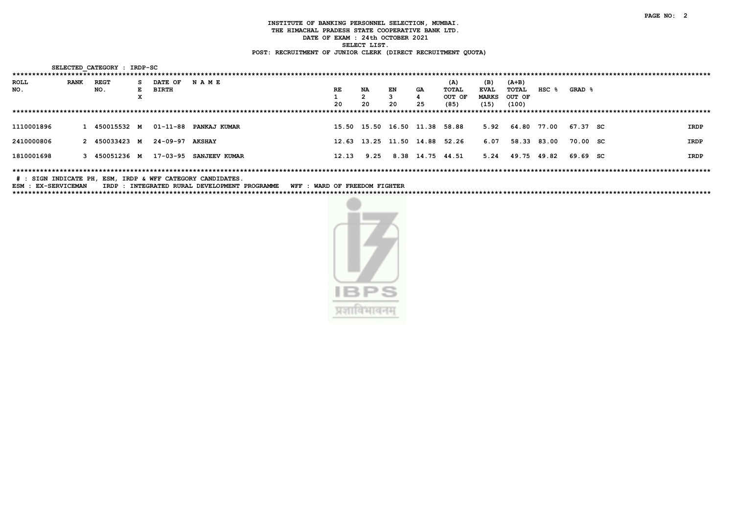# INSTITUTE OF BANKING PERSONNEL SELECTION, MUMBAI.
## THE HIMACHAL PRADESH STATE COOPERATIVE BANK LTD.
### DATE OF EXAM : 24th OCTOBER 2021
### SELECT LIST.
### POST: RECRUITMENT OF JUNIOR CLERK (DIRECT RECRUITMENT QUOTA)

SELECTED_CATEGORY : IRDP-SC

| ROLL NO. | RANK | REGT NO. | SEX | DATE OF BIRTH | N A M E | RE 1 20 | NA 2 20 | EN 3 20 | GA 4 25 | (A) TOTAL OUT OF (85) | (B) EVAL MARKS (15) | (A+B) TOTAL OUT OF (100) | HSC % | GRAD % | | |
|---|---|---|---|---|---|---|---|---|---|---|---|---|---|---|---|---|
| 1110001896 | 1 | 450015532 | M | 01-11-88 | PANKAJ KUMAR | 15.50 | 15.50 | 16.50 | 11.38 | 58.88 | 5.92 | 64.80 | 77.00 | 67.37 | SC | IRDP |
| 2410000806 | 2 | 450033423 | M | 24-09-97 | AKSHAY | 12.63 | 13.25 | 11.50 | 14.88 | 52.26 | 6.07 | 58.33 | 83.00 | 70.00 | SC | IRDP |
| 1810001698 | 3 | 450051236 | M | 17-03-95 | SANJEEV KUMAR | 12.13 | 9.25 | 8.38 | 14.75 | 44.51 | 5.24 | 49.75 | 49.82 | 69.69 | SC | IRDP |

# : SIGN INDICATE PH, ESM, IRDP & WFF CATEGORY CANDIDATES.

ESM : EX-SERVICEMAN    IRDP : INTEGRATED RURAL DEVELOPMENT PROGRAMME    WFF : WARD OF FREEDOM FIGHTER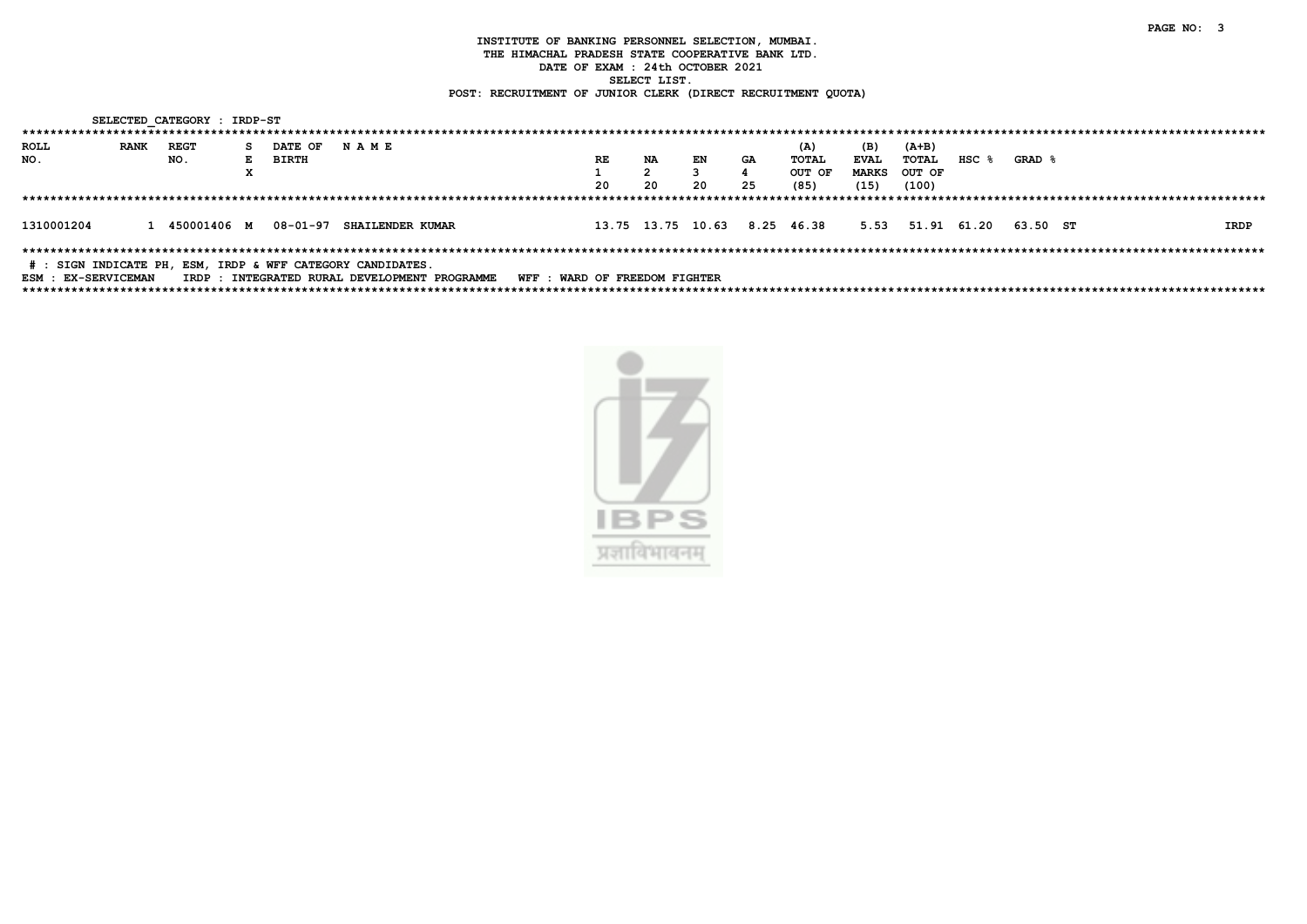# INSTITUTE OF BANKING PERSONNEL SELECTION, MUMBAI.

## THE HIMACHAL PRADESH STATE COOPERATIVE BANK LTD.

DATE OF EXAM : 24th OCTOBER 2021

SELECT LIST.

POST: RECRUITMENT OF JUNIOR CLERK (DIRECT RECRUITMENT QUOTA)

SELECTED_CATEGORY : IRDP-ST

| ROLL NO. | RANK | REGT NO. | SEX | DATE OF BIRTH | N A M E | RE 1 20 | NA 2 20 | EN 3 20 | GA 4 25 | (A) TOTAL OUT OF (85) | (B) EVAL MARKS (15) | (A+B) TOTAL OUT OF (100) | HSC % | GRAD % | | |
|---|---|---|---|---|---|---|---|---|---|---|---|---|---|---|---|---|
| 1310001204 | 1 | 450001406 | M | 08-01-97 | SHAILENDER KUMAR | 13.75 | 13.75 | 10.63 | 8.25 | 46.38 | 5.53 | 51.91 | 61.20 | 63.50 | ST | IRDP |

# : SIGN INDICATE PH, ESM, IRDP & WFF CATEGORY CANDIDATES.

ESM : EX-SERVICEMAN    IRDP : INTEGRATED RURAL DEVELOPMENT PROGRAMME    WFF : WARD OF FREEDOM FIGHTER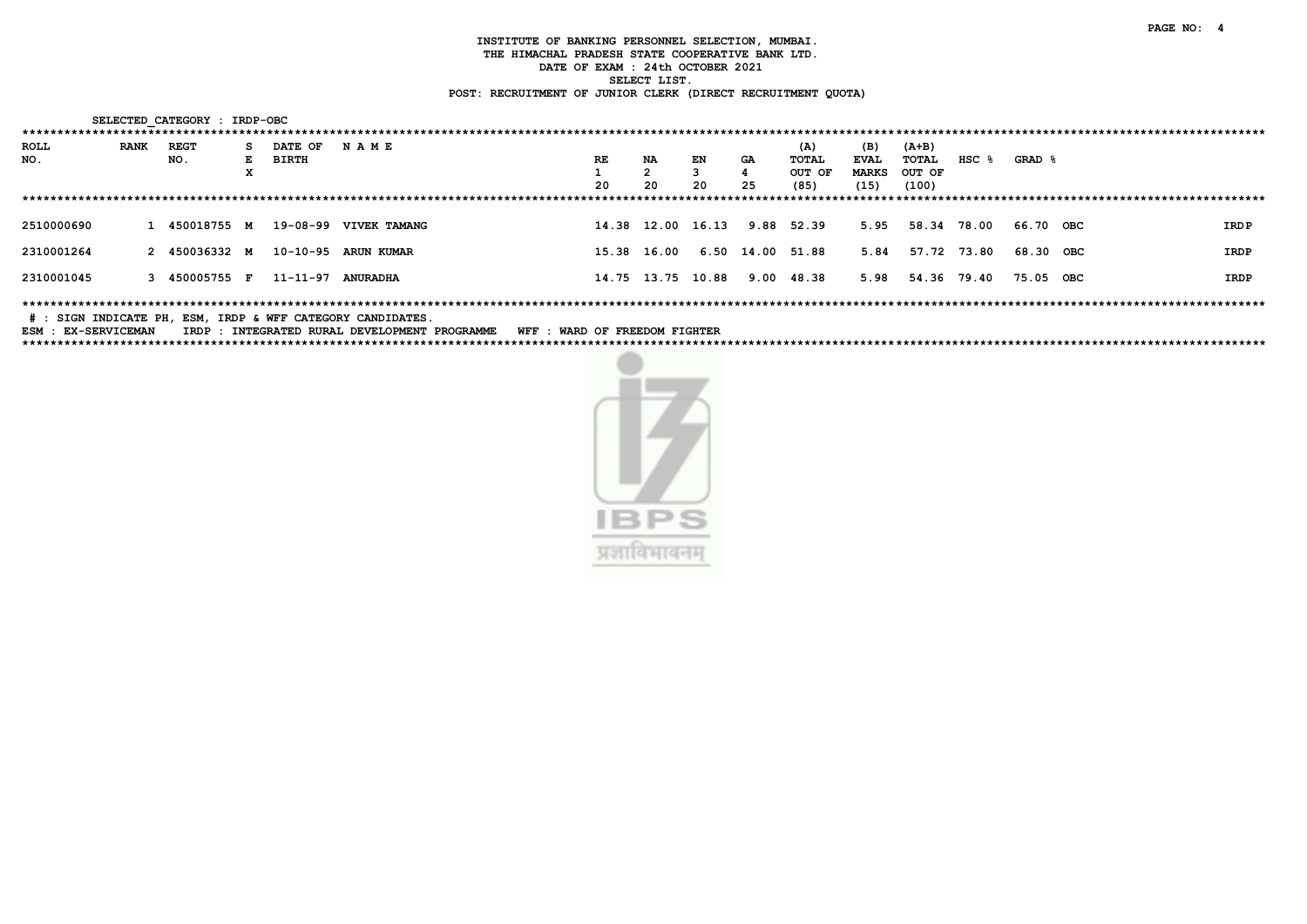**INSTITUTE OF BANKING PERSONNEL SELECTION, MUMBAI.**
**THE HIMACHAL PRADESH STATE COOPERATIVE BANK LTD.**
**DATE OF EXAM : 24th OCTOBER 2021**
**SELECT LIST.**
**POST: RECRUITMENT OF JUNIOR CLERK (DIRECT RECRUITMENT QUOTA)**

SELECTED_CATEGORY : IRDP-OBC

| ROLL NO. | RANK | REGT NO. | SEX | DATE OF BIRTH | N A M E | RE 1 20 | NA 2 20 | EN 3 20 | GA 4 25 | (A) TOTAL OUT OF (85) | (B) EVAL MARKS (15) | (A+B) TOTAL OUT OF (100) | HSC % | GRAD % | | |
|---|---|---|---|---|---|---|---|---|---|---|---|---|---|---|---|---|
| 2510000690 | 1 | 450018755 | M | 19-08-99 | VIVEK TAMANG | 14.38 | 12.00 | 16.13 | 9.88 | 52.39 | 5.95 | 58.34 | 78.00 | 66.70 | OBC | IRDP |
| 2310001264 | 2 | 450036332 | M | 10-10-95 | ARUN KUMAR | 15.38 | 16.00 | 6.50 | 14.00 | 51.88 | 5.84 | 57.72 | 73.80 | 68.30 | OBC | IRDP |
| 2310001045 | 3 | 450005755 | F | 11-11-97 | ANURADHA | 14.75 | 13.75 | 10.88 | 9.00 | 48.38 | 5.98 | 54.36 | 79.40 | 75.05 | OBC | IRDP |

# : SIGN INDICATE PH, ESM, IRDP & WFF CATEGORY CANDIDATES.
ESM : EX-SERVICEMAN IRDP : INTEGRATED RURAL DEVELOPMENT PROGRAMME WFF : WARD OF FREEDOM FIGHTER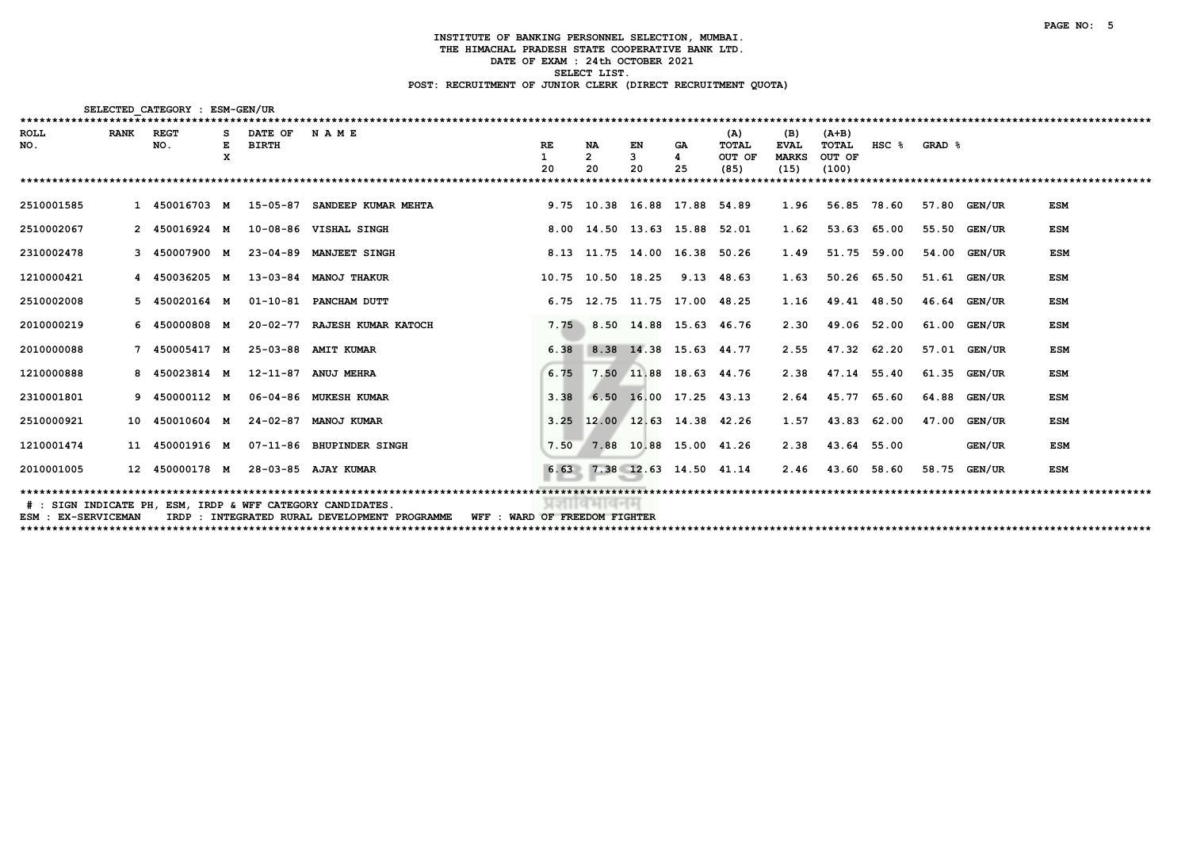**INSTITUTE OF BANKING PERSONNEL SELECTION, MUMBAI.**
**THE HIMACHAL PRADESH STATE COOPERATIVE BANK LTD.**
**DATE OF EXAM : 24th OCTOBER 2021**
**SELECT LIST.**
**POST: RECRUITMENT OF JUNIOR CLERK (DIRECT RECRUITMENT QUOTA)**

SELECTED_CATEGORY : ESM-GEN/UR

| ROLL NO. | RANK | REGT NO. | SEX | DATE OF BIRTH | N A M E | RE 1 20 | NA 2 20 | EN 3 20 | GA 4 25 | (A) TOTAL OUT OF (85) | (B) EVAL MARKS (15) | (A+B) TOTAL OUT OF (100) | HSC % | GRAD % | | |
|---|---|---|---|---|---|---|---|---|---|---|---|---|---|---|---|---|
| 2510001585 | 1 | 450016703 | M | 15-05-87 | SANDEEP KUMAR MEHTA | 9.75 | 10.38 | 16.88 | 17.88 | 54.89 | 1.96 | 56.85 | 78.60 | 57.80 | GEN/UR | ESM |
| 2510002067 | 2 | 450016924 | M | 10-08-86 | VISHAL SINGH | 8.00 | 14.50 | 13.63 | 15.88 | 52.01 | 1.62 | 53.63 | 65.00 | 55.50 | GEN/UR | ESM |
| 2310002478 | 3 | 450007900 | M | 23-04-89 | MANJEET SINGH | 8.13 | 11.75 | 14.00 | 16.38 | 50.26 | 1.49 | 51.75 | 59.00 | 54.00 | GEN/UR | ESM |
| 1210000421 | 4 | 450036205 | M | 13-03-84 | MANOJ THAKUR | 10.75 | 10.50 | 18.25 | 9.13 | 48.63 | 1.63 | 50.26 | 65.50 | 51.61 | GEN/UR | ESM |
| 2510002008 | 5 | 450020164 | M | 01-10-81 | PANCHAM DUTT | 6.75 | 12.75 | 11.75 | 17.00 | 48.25 | 1.16 | 49.41 | 48.50 | 46.64 | GEN/UR | ESM |
| 2010000219 | 6 | 450000808 | M | 20-02-77 | RAJESH KUMAR KATOCH | 7.75 | 8.50 | 14.88 | 15.63 | 46.76 | 2.30 | 49.06 | 52.00 | 61.00 | GEN/UR | ESM |
| 2010000088 | 7 | 450005417 | M | 25-03-88 | AMIT KUMAR | 6.38 | 8.38 | 14.38 | 15.63 | 44.77 | 2.55 | 47.32 | 62.20 | 57.01 | GEN/UR | ESM |
| 1210000888 | 8 | 450023814 | M | 12-11-87 | ANUJ MEHRA | 6.75 | 7.50 | 11.88 | 18.63 | 44.76 | 2.38 | 47.14 | 55.40 | 61.35 | GEN/UR | ESM |
| 2310001801 | 9 | 450000112 | M | 06-04-86 | MUKESH KUMAR | 3.38 | 6.50 | 16.00 | 17.25 | 43.13 | 2.64 | 45.77 | 65.60 | 64.88 | GEN/UR | ESM |
| 2510000921 | 10 | 450010604 | M | 24-02-87 | MANOJ KUMAR | 3.25 | 12.00 | 12.63 | 14.38 | 42.26 | 1.57 | 43.83 | 62.00 | 47.00 | GEN/UR | ESM |
| 1210001474 | 11 | 450001916 | M | 07-11-86 | BHUPINDER SINGH | 7.50 | 7.88 | 10.88 | 15.00 | 41.26 | 2.38 | 43.64 | 55.00 | | GEN/UR | ESM |
| 2010001005 | 12 | 450000178 | M | 28-03-85 | AJAY KUMAR | 6.63 | 7.38 | 12.63 | 14.50 | 41.14 | 2.46 | 43.60 | 58.60 | 58.75 | GEN/UR | ESM |

# : SIGN INDICATE PH, ESM, IRDP & WFF CATEGORY CANDIDATES.

ESM : EX-SERVICEMAN IRDP : INTEGRATED RURAL DEVELOPMENT PROGRAMME WFF : WARD OF FREEDOM FIGHTER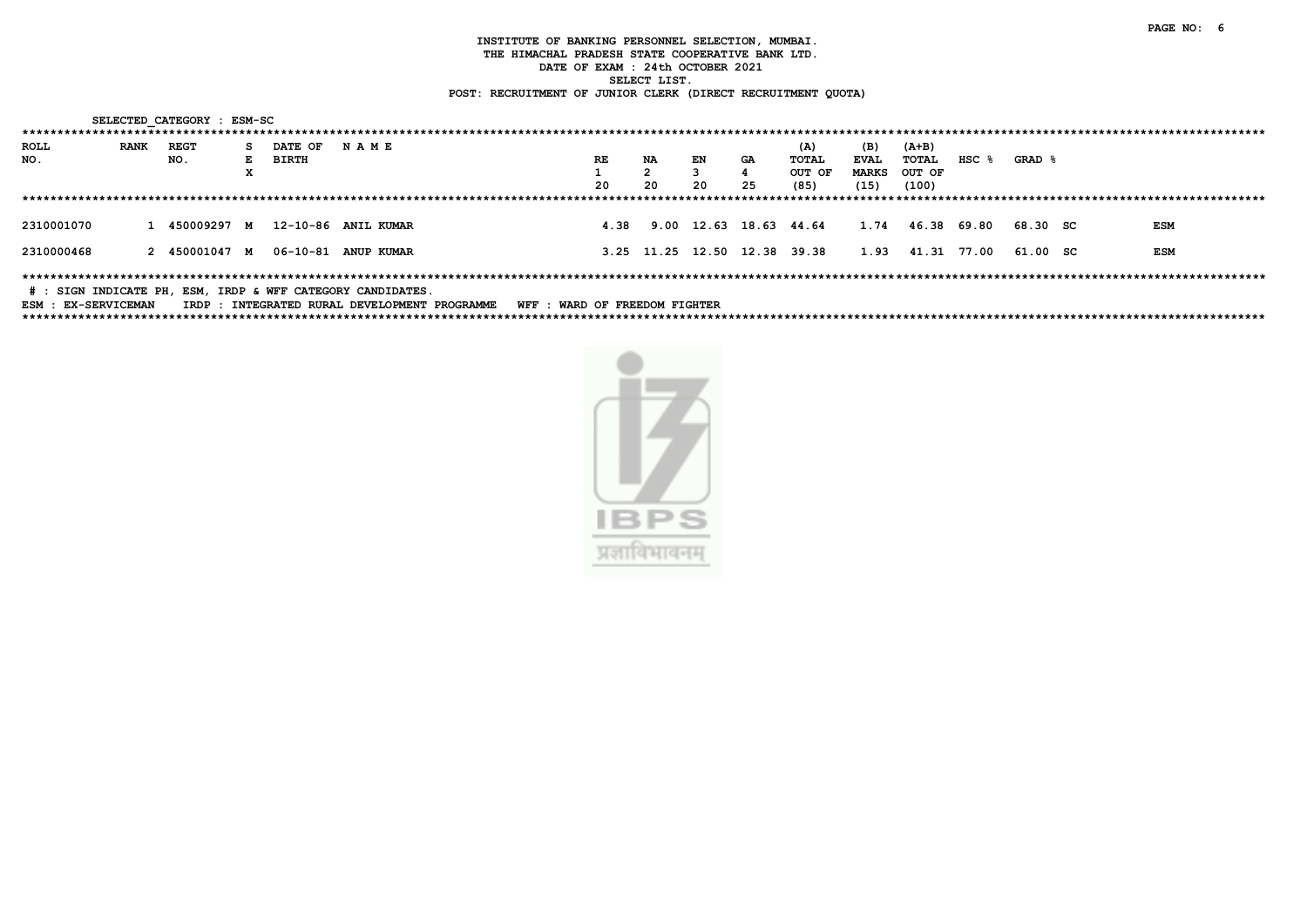# INSTITUTE OF BANKING PERSONNEL SELECTION, MUMBAI.
## THE HIMACHAL PRADESH STATE COOPERATIVE BANK LTD.
### DATE OF EXAM : 24th OCTOBER 2021
### SELECT LIST.
### POST: RECRUITMENT OF JUNIOR CLERK (DIRECT RECRUITMENT QUOTA)

SELECTED_CATEGORY : ESM-SC

| ROLL NO. | RANK | REGT NO. | SEX | DATE OF BIRTH | N A M E | RE 1 20 | NA 2 20 | EN 3 20 | GA 4 25 | (A) TOTAL OUT OF (85) | (B) EVAL MARKS (15) | (A+B) TOTAL OUT OF (100) | HSC % | GRAD % | | |
|---|---|---|---|---|---|---|---|---|---|---|---|---|---|---|---|---|
| 2310001070 | 1 | 450009297 | M | 12-10-86 | ANIL KUMAR | 4.38 | 9.00 | 12.63 | 18.63 | 44.64 | 1.74 | 46.38 | 69.80 | 68.30 | SC | ESM |
| 2310000468 | 2 | 450001047 | M | 06-10-81 | ANUP KUMAR | 3.25 | 11.25 | 12.50 | 12.38 | 39.38 | 1.93 | 41.31 | 77.00 | 61.00 | SC | ESM |

# : SIGN INDICATE PH, ESM, IRDP & WFF CATEGORY CANDIDATES.

ESM : EX-SERVICEMAN IRDP : INTEGRATED RURAL DEVELOPMENT PROGRAMME WFF : WARD OF FREEDOM FIGHTER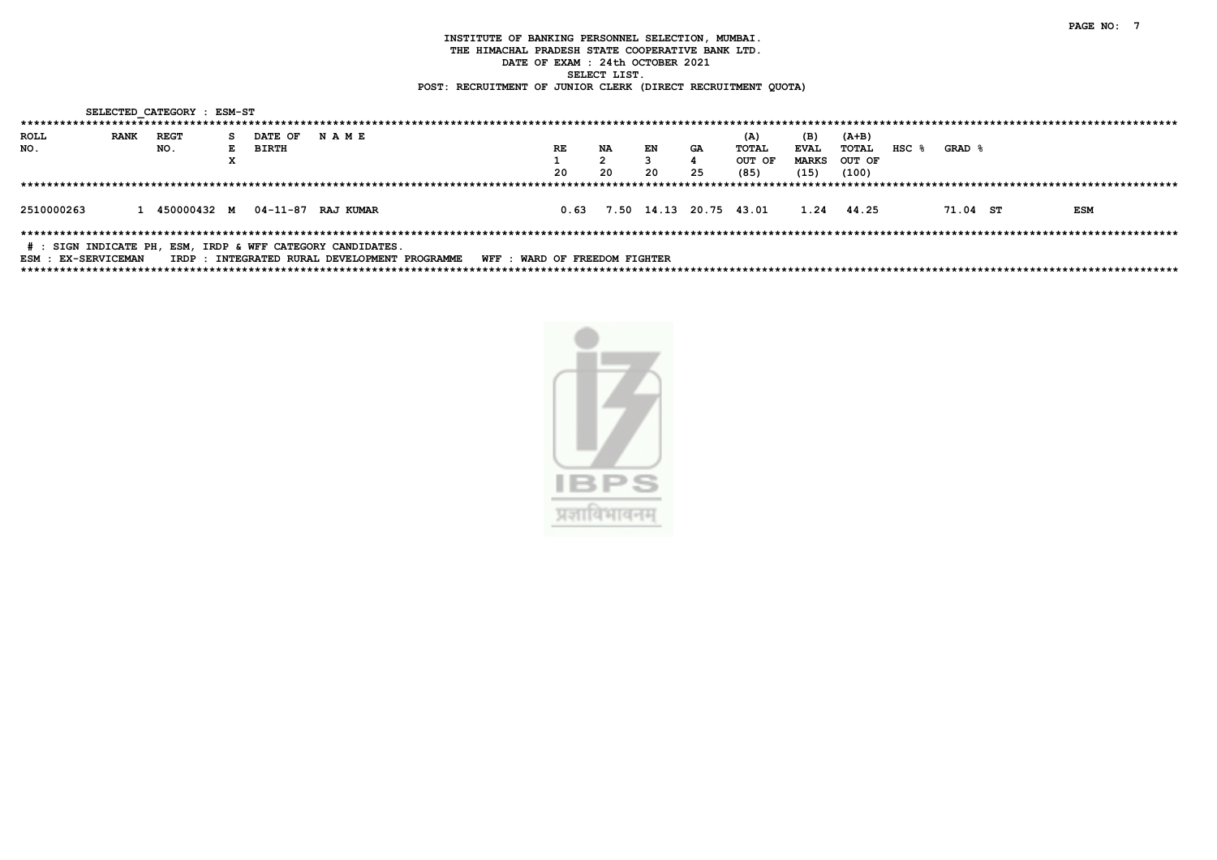INSTITUTE OF BANKING PERSONNEL SELECTION, MUMBAI.
THE HIMACHAL PRADESH STATE COOPERATIVE BANK LTD.
DATE OF EXAM : 24th OCTOBER 2021
SELECT LIST.
POST: RECRUITMENT OF JUNIOR CLERK (DIRECT RECRUITMENT QUOTA)

SELECTED_CATEGORY : ESM-ST

| ROLL NO. | RANK | REGT NO. | SEX | DATE OF BIRTH | N A M E | RE 1 20 | NA 2 20 | EN 3 20 | GA 4 25 | (A) TOTAL OUT OF (85) | (B) EVAL MARKS (15) | (A+B) TOTAL OUT OF (100) | HSC % | GRAD % | | |
|---|---|---|---|---|---|---|---|---|---|---|---|---|---|---|---|---|
| 2510000263 | 1 | 450000432 | M | 04-11-87 | RAJ KUMAR | 0.63 | 7.50 | 14.13 | 20.75 | 43.01 | 1.24 | 44.25 | | 71.04 | ST | ESM |

# : SIGN INDICATE PH, ESM, IRDP & WFF CATEGORY CANDIDATES.
ESM : EX-SERVICEMAN    IRDP : INTEGRATED RURAL DEVELOPMENT PROGRAMME    WFF : WARD OF FREEDOM FIGHTER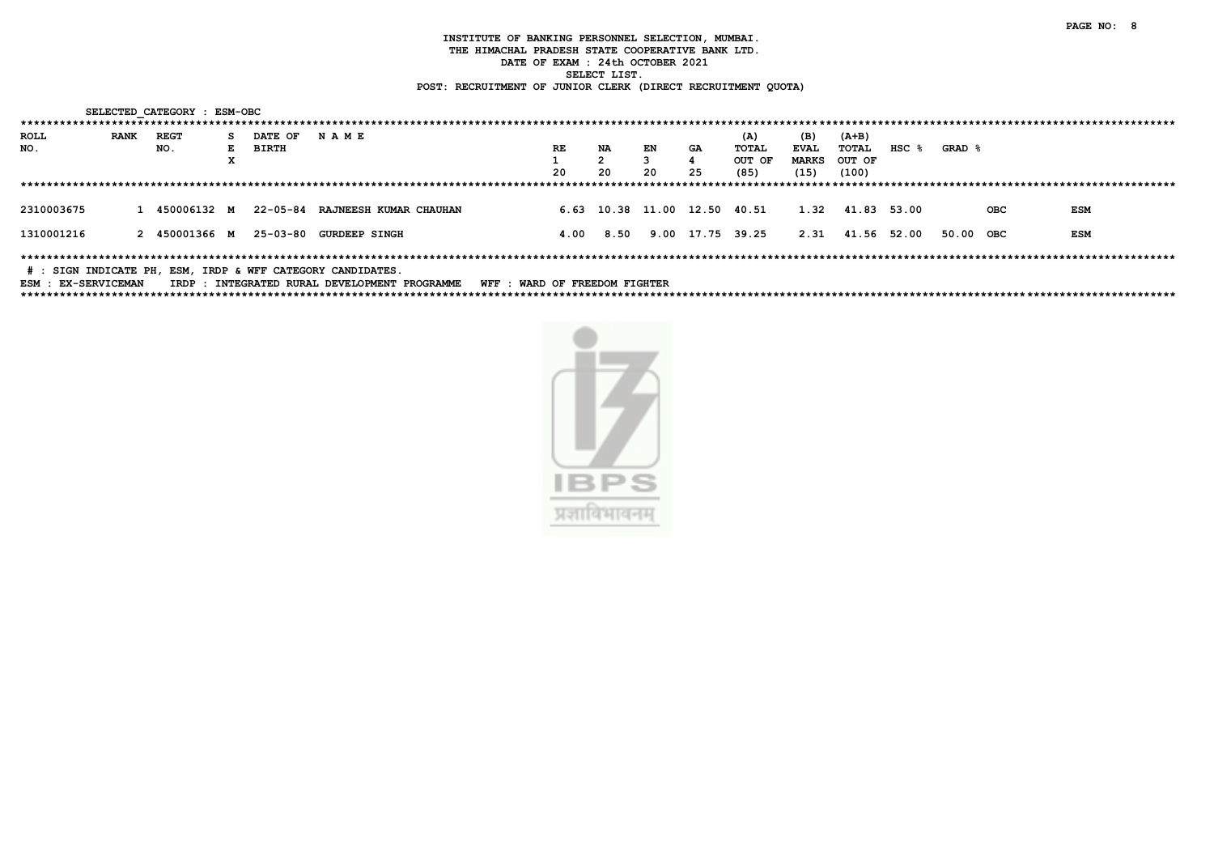INSTITUTE OF BANKING PERSONNEL SELECTION, MUMBAI.
THE HIMACHAL PRADESH STATE COOPERATIVE BANK LTD.
DATE OF EXAM : 24th OCTOBER 2021
SELECT LIST.
POST: RECRUITMENT OF JUNIOR CLERK (DIRECT RECRUITMENT QUOTA)

SELECTED_CATEGORY : ESM-OBC

| ROLL NO. | RANK | REGT NO. | SEX | DATE OF BIRTH | N A M E | RE 1 20 | NA 2 20 | EN 3 20 | GA 4 25 | (A) TOTAL OUT OF (85) | (B) EVAL MARKS (15) | (A+B) TOTAL OUT OF (100) | HSC % | GRAD % | | |
|---|---|---|---|---|---|---|---|---|---|---|---|---|---|---|---|---|
| 2310003675 | 1 | 450006132 | M | 22-05-84 | RAJNEESH KUMAR CHAUHAN | 6.63 | 10.38 | 11.00 | 12.50 | 40.51 | 1.32 | 41.83 | 53.00 | | OBC | ESM |
| 1310001216 | 2 | 450001366 | M | 25-03-80 | GURDEEP SINGH | 4.00 | 8.50 | 9.00 | 17.75 | 39.25 | 2.31 | 41.56 | 52.00 | 50.00 | OBC | ESM |

# : SIGN INDICATE PH, ESM, IRDP & WFF CATEGORY CANDIDATES.
ESM : EX-SERVICEMAN IRDP : INTEGRATED RURAL DEVELOPMENT PROGRAMME WFF : WARD OF FREEDOM FIGHTER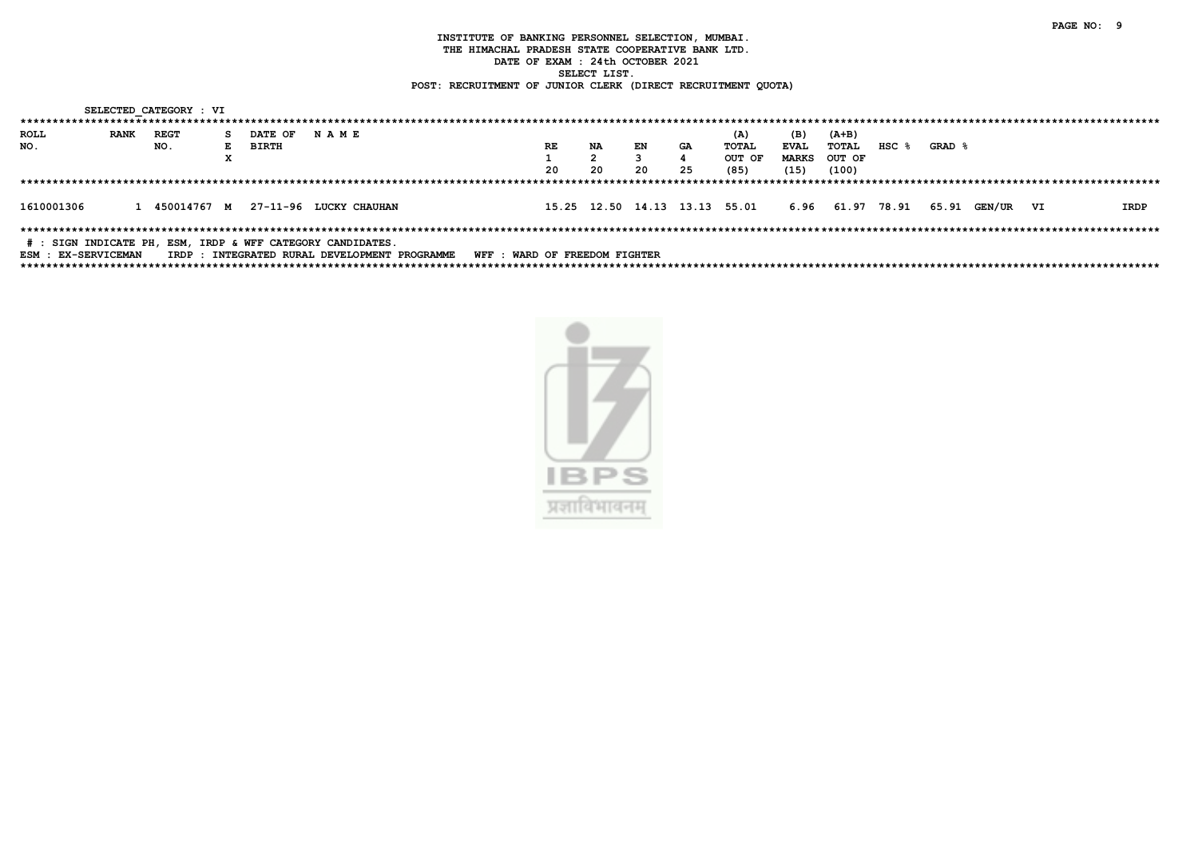**INSTITUTE OF BANKING PERSONNEL SELECTION, MUMBAI.**
**THE HIMACHAL PRADESH STATE COOPERATIVE BANK LTD.**
**DATE OF EXAM : 24th OCTOBER 2021**
**SELECT LIST.**
**POST: RECRUITMENT OF JUNIOR CLERK (DIRECT RECRUITMENT QUOTA)**

SELECTED_CATEGORY : VI

| ROLL NO. | RANK | REGT NO. | SEX | DATE OF BIRTH | N A M E | RE 1 20 | NA 2 20 | EN 3 20 | GA 4 25 | (A) TOTAL OUT OF (85) | (B) EVAL MARKS (15) | (A+B) TOTAL OUT OF (100) | HSC % | GRAD % | | | |
|---|---|---|---|---|---|---|---|---|---|---|---|---|---|---|---|---|---|
| 1610001306 | 1 | 450014767 | M | 27-11-96 | LUCKY CHAUHAN | 15.25 | 12.50 | 14.13 | 13.13 | 55.01 | 6.96 | 61.97 | 78.91 | 65.91 | GEN/UR | VI | IRDP |

# : SIGN INDICATE PH, ESM, IRDP & WFF CATEGORY CANDIDATES.
ESM : EX-SERVICEMAN IRDP : INTEGRATED RURAL DEVELOPMENT PROGRAMME WFF : WARD OF FREEDOM FIGHTER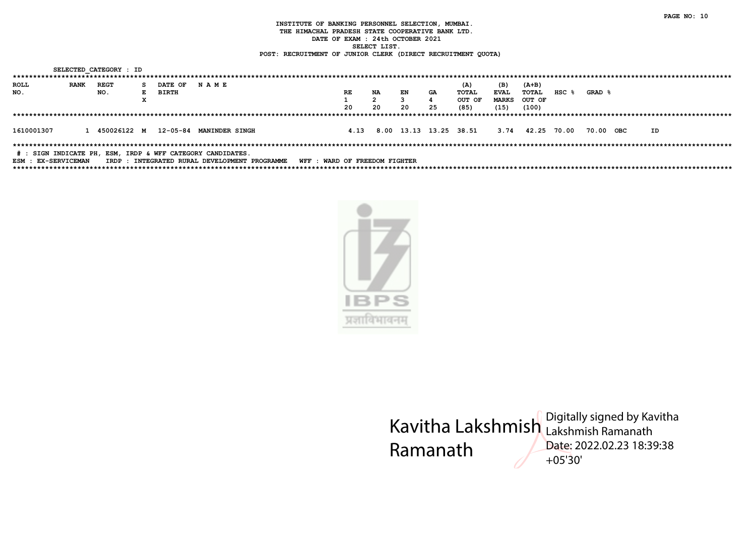INSTITUTE OF BANKING PERSONNEL SELECTION, MUMBAI.
THE HIMACHAL PRADESH STATE COOPERATIVE BANK LTD.
DATE OF EXAM : 24th OCTOBER 2021
SELECT LIST.
POST: RECRUITMENT OF JUNIOR CLERK (DIRECT RECRUITMENT QUOTA)

SELECTED_CATEGORY : ID

| ROLL NO. | RANK | REGT NO. | SEX | DATE OF BIRTH | N A M E | RE 1 20 | NA 2 20 | EN 3 20 | GA 4 25 | (A) TOTAL OUT OF (85) | (B) EVAL MARKS (15) | (A+B) TOTAL OUT OF (100) | HSC % | GRAD % | | |
|---|---|---|---|---|---|---|---|---|---|---|---|---|---|---|---|---|
| 1610001307 | 1 | 450026122 | M | 12-05-84 | MANINDER SINGH | 4.13 | 8.00 | 13.13 | 13.25 | 38.51 | 3.74 | 42.25 | 70.00 | 70.00 | OBC | ID |

# : SIGN INDICATE PH, ESM, IRDP & WFF CATEGORY CANDIDATES.
ESM : EX-SERVICEMAN   IRDP : INTEGRATED RURAL DEVELOPMENT PROGRAMME   WFF : WARD OF FREEDOM FIGHTER

IBPS
प्रज्ञाविभावनम्

Kavitha Lakshmish Ramanath
Digitally signed by Kavitha Lakshmish Ramanath
Date: 2022.02.23 18:39:38 +05'30'